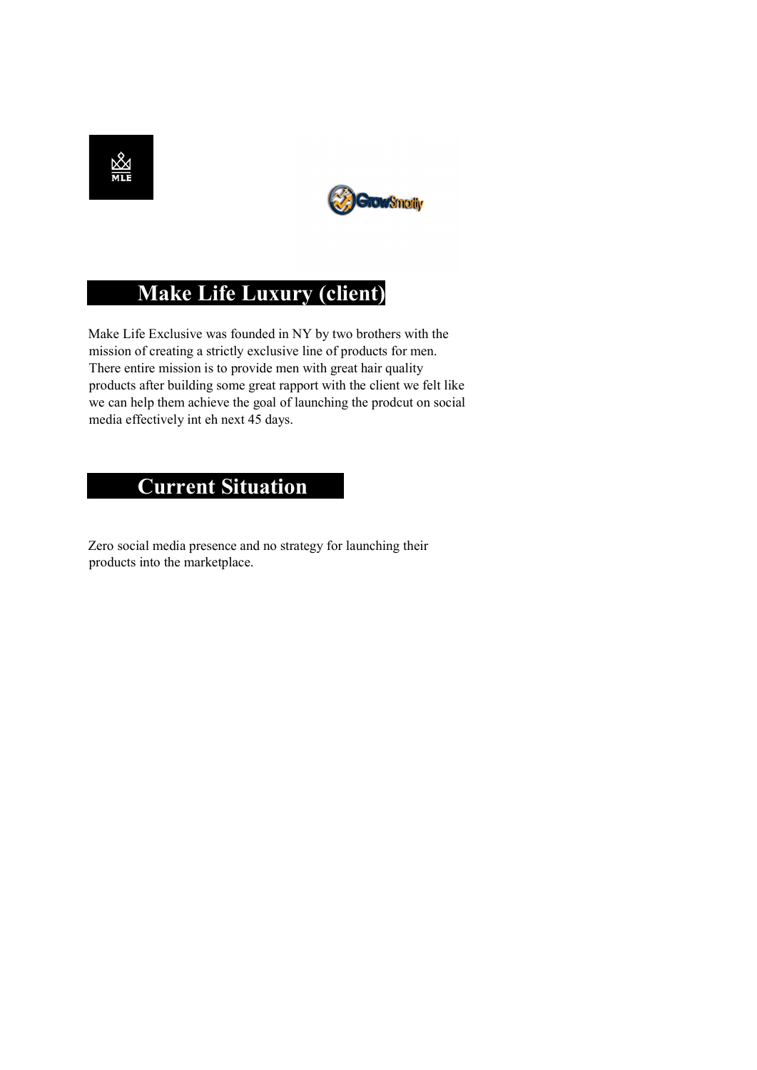## Make Life Luxury (client)

Make Life Exclusive was founded in NY by two brothers with the mission of creating a strictly exclusive line of products for men. There entire mission is to provide men with great hair quality products after building some great rapport with the client we felt like we can help them achieve the goal of launching the prodcut on social media effectively int eh next 45 days.

## Current Situation

Zero social media presence and no strategy for launching their products into the marketplace.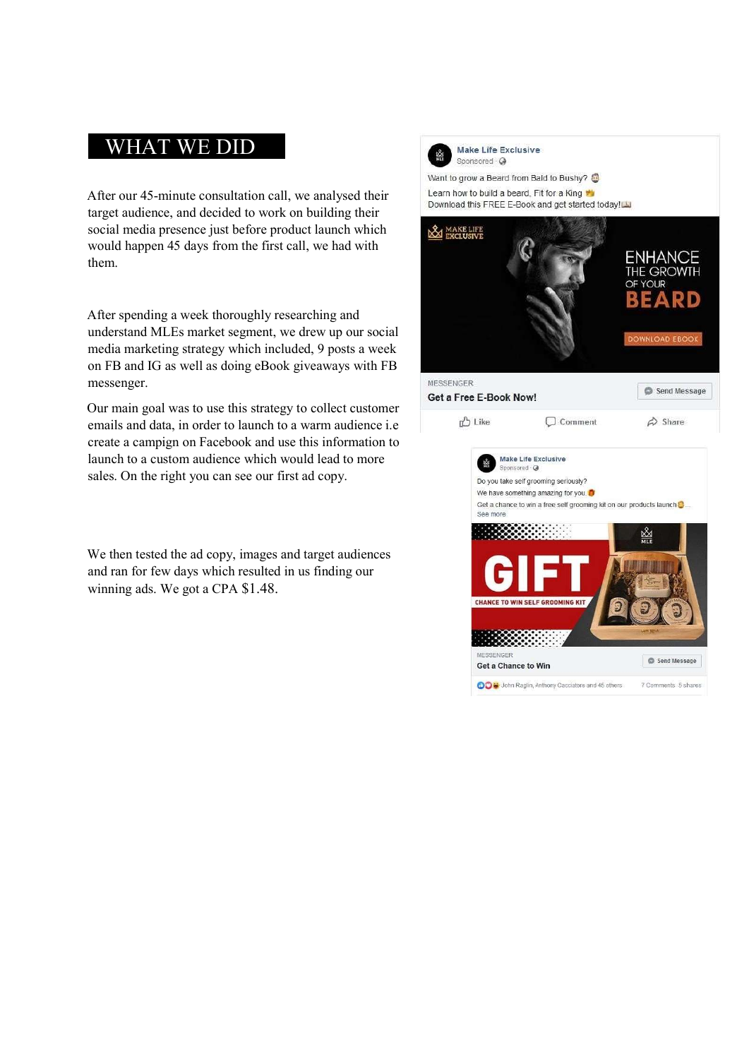# WHAT WE DID

After our 45-minute consultation call, we analysed their target audience, and decided to work on building their social media presence just before product launch which would happen 45 days from the first call, we had with them.

After spending a week thoroughly researching and understand MLEs market segment, we drew up our social media marketing strategy which included, 9 posts a week on FB and IG as well as doing eBook giveaways with FB messenger.

Our main goal was to use this strategy to collect customer emails and data, in order to launch to a warm audience i.e create a campign on Facebook and use this information to launch to a custom audience which would lead to more sales. On the right you can see our first ad copy.

We then tested the ad copy, images and target audiences and ran for few days which resulted in us finding our winning ads. We got a CPA $1.48.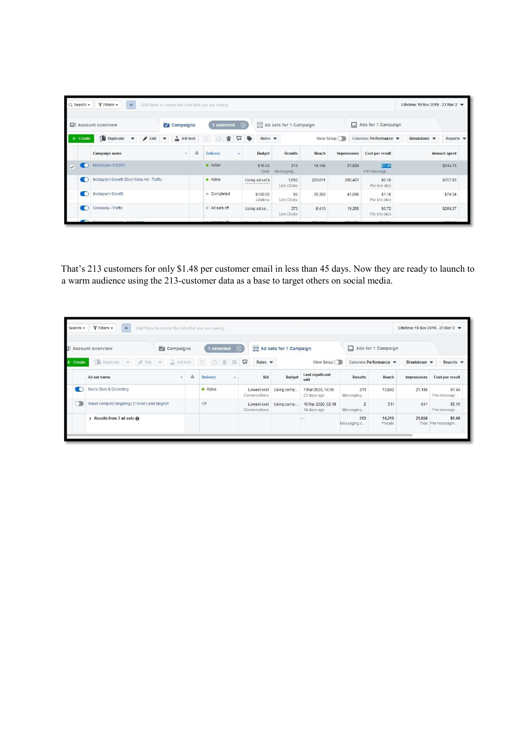| | Campaign name | Delivery | Budget | Results | Reach | Impressions | Cost per result | Amount spent |
|---|---|---|---|---|---|---|---|---|
| ✓ | Messages-2/12/20 | Active | $10.00 Daily | 213 Messaging | 14,198 | 21,829 | $1.48 Per messagi... | $314.73 |
| | Instagram Growth Story Video Ad - Traffic | Active | Using ad set b... | 1,563 Link Clicks | 220,611 | 295,457 | $0.10 Per link click | $157.96 |
| | Instagram Growth | Completed | $100.00 Lifetime | 63 Link Clicks | 39,392 | 41,098 | $1.18 Per link click | $74.34 |
| | Giveaway - Traffic | Ad sets off | Using ad se... | 373 Link Clicks | 8,410 | 18,255 | $0.72 Per link click | $268.37 |

That's 213 customers for only $1.48 per customer email in less than 45 days. Now they are ready to launch to a warm audience using the 213-customer data as a base to target others on social media.

| | Ad set name | Delivery | Bid | Budget | Last significant edit | Results | Reach | Impressions | Cost per result |
|---|---|---|---|---|---|---|---|---|---|
| | Men's Style & Grooming | Active | Lowest cost Conversations | Using camp... | 1 Mar 2020, 14:56 23 days ago | 211 Messaging... | 13,842 | 21,186 | $1.44 Per messagi... |
| | braun company targeting \| E-book Lead Magnet | Off | Lowest cost Conversations | Using camp... | 10 Mar 2020, 02:19 14 days ago | 2 Messaging... | 511 | 641 | $5.15 Per messagi... |
| | Results from 2 ad sets | | | | — | 213 Messaging c... | 14,216 People | 21,858 Total | $1.48 Per messagin... |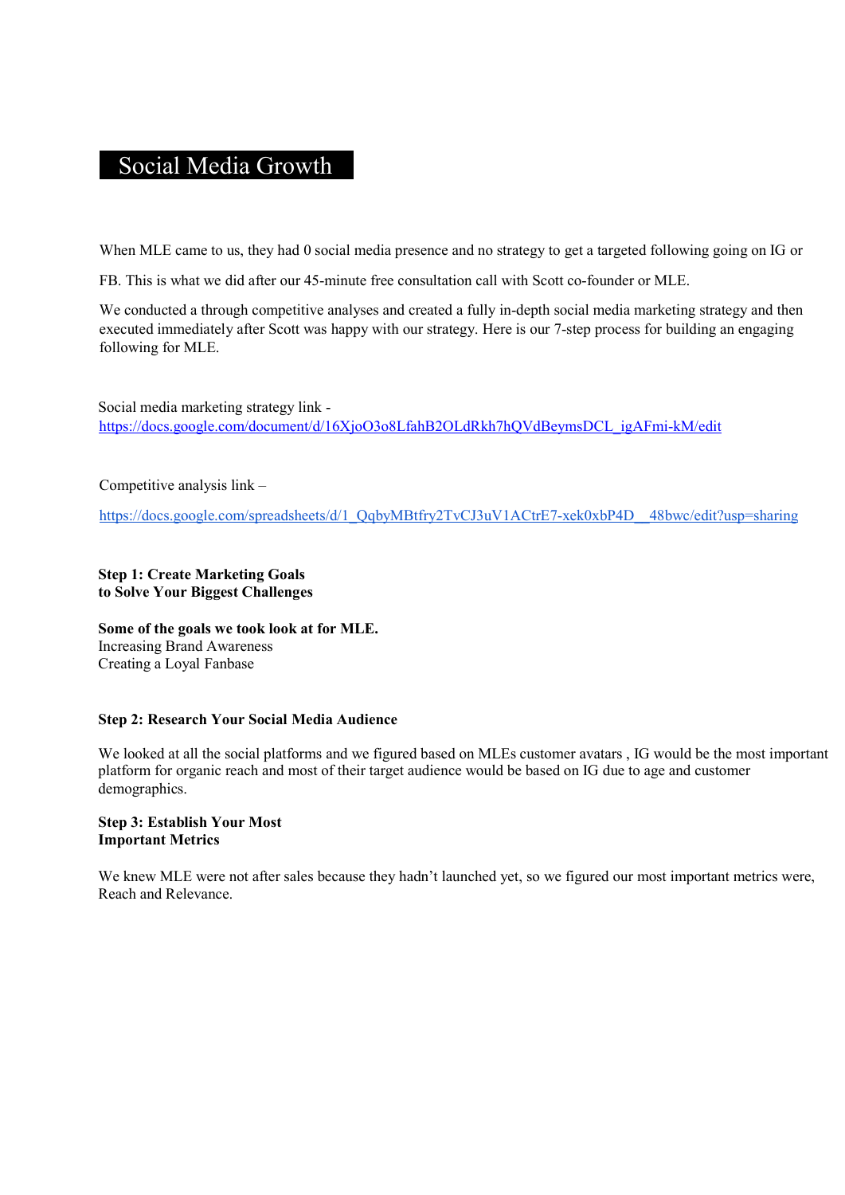# Social Media Growth

When MLE came to us, they had 0 social media presence and no strategy to get a targeted following going on IG or FB. This is what we did after our 45-minute free consultation call with Scott co-founder or MLE.

We conducted a through competitive analyses and created a fully in-depth social media marketing strategy and then executed immediately after Scott was happy with our strategy. Here is our 7-step process for building an engaging following for MLE.

Social media marketing strategy link - https://docs.google.com/document/d/16XjoO3o8LfahB2OLdRkh7hQVdBeymsDCL_igAFmi-kM/edit

Competitive analysis link –

https://docs.google.com/spreadsheets/d/1_QqbyMBtfry2TvCJ3uV1ACtrE7-xek0xbP4D__48bwc/edit?usp=sharing

**Step 1: Create Marketing Goals to Solve Your Biggest Challenges**

**Some of the goals we took look at for MLE.**
Increasing Brand Awareness
Creating a Loyal Fanbase

**Step 2: Research Your Social Media Audience**

We looked at all the social platforms and we figured based on MLEs customer avatars , IG would be the most important platform for organic reach and most of their target audience would be based on IG due to age and customer demographics.

**Step 3: Establish Your Most Important Metrics**

We knew MLE were not after sales because they hadn't launched yet, so we figured our most important metrics were, Reach and Relevance.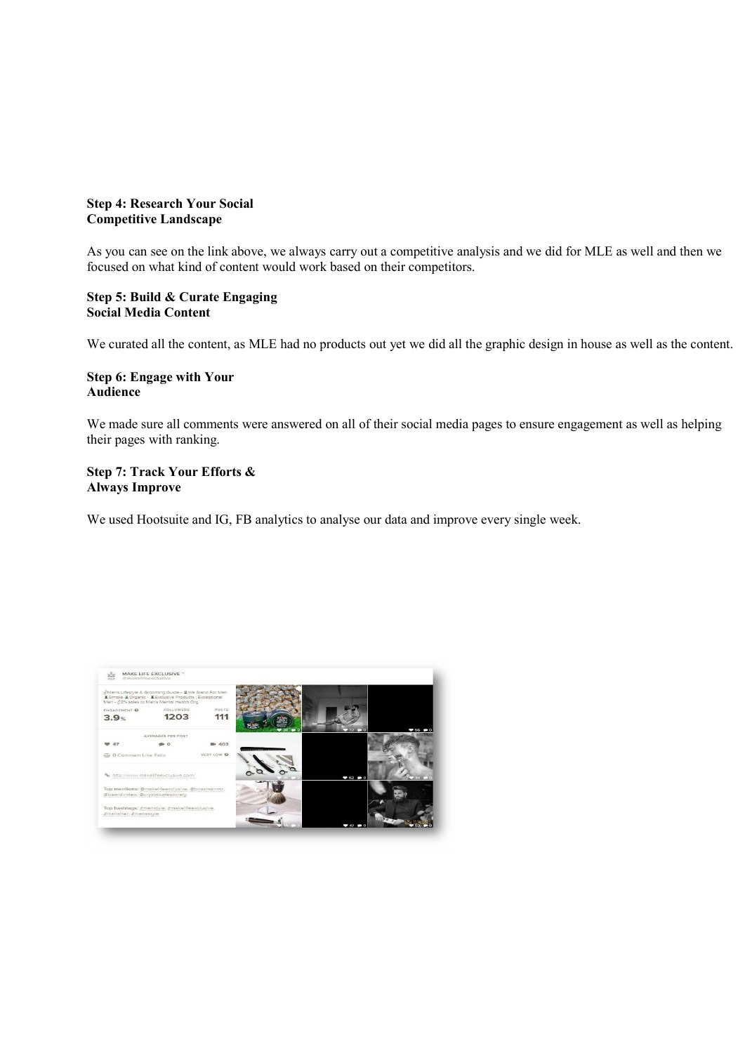**Step 4: Research Your Social Competitive Landscape**

As you can see on the link above, we always carry out a competitive analysis and we did for MLE as well and then we focused on what kind of content would work based on their competitors.

**Step 5: Build & Curate Engaging Social Media Content**

We curated all the content, as MLE had no products out yet we did all the graphic design in house as well as the content.

**Step 6: Engage with Your Audience**

We made sure all comments were answered on all of their social media pages to ensure engagement as well as helping their pages with ranking.

**Step 7: Track Your Efforts & Always Improve**

We used Hootsuite and IG, FB analytics to analyse our data and improve every single week.